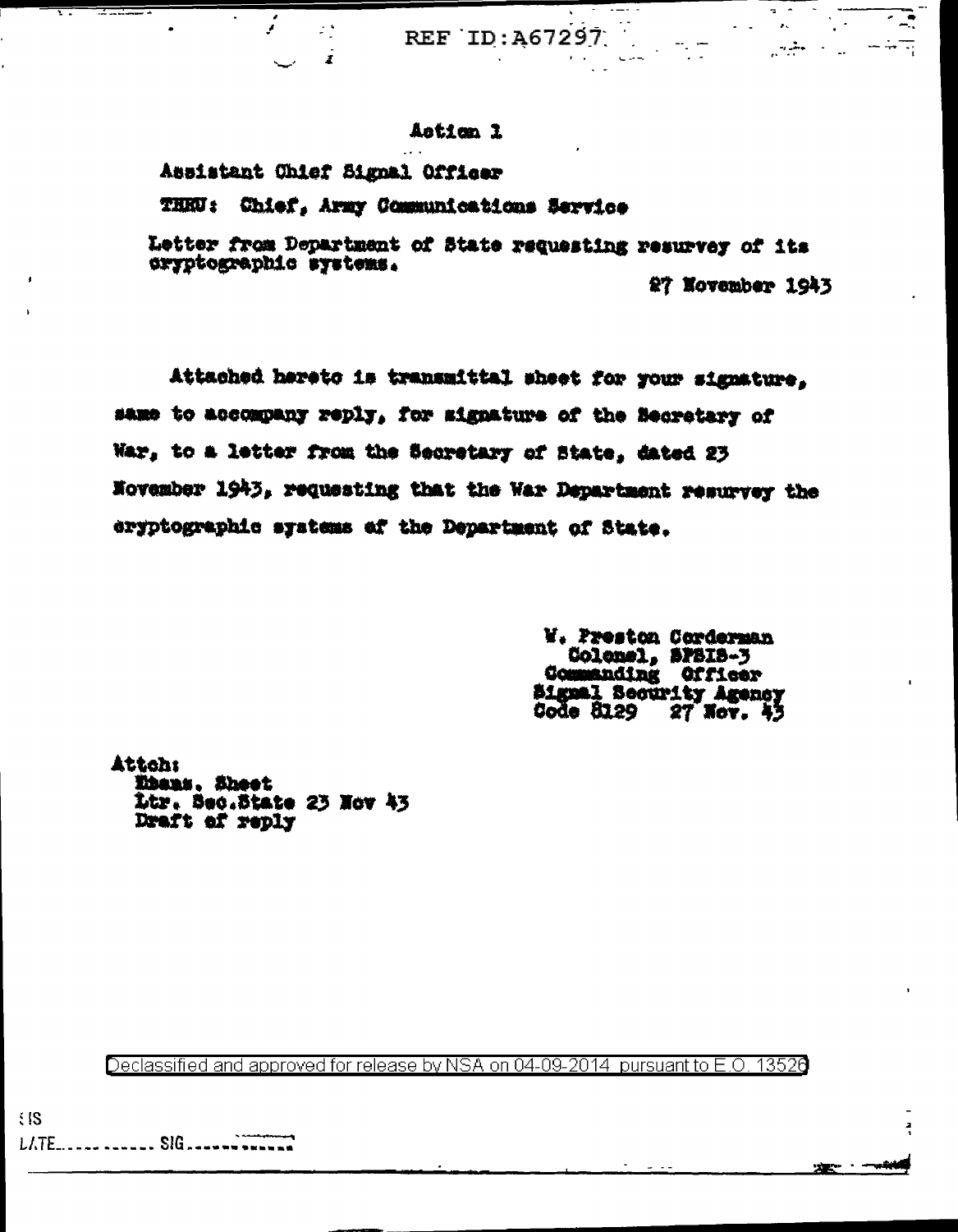REF ID:A67297

Action 1

Assistant Chief Signal Officer

THRU: Chief, Army Communications Service

Letter from Department of State requesting resurvey of its cryptographic systems.

27 November 1943

Attached hereto is transmittal sheet for your signature, same to accompany reply, for signature of the Secretary of War, to a letter from the Secretary of State, dated 23 November 1943, requesting that the War Department resurvey the cryptographic systems of the Department of State.

W. Preston Corderman
Colonel, SPSIS-3
Commanding Officer
Signal Security Agency
Code 8129 27 Nov. 43

Attch:
Trans. Sheet
Ltr. Sec.State 23 Nov 43
Draft of reply

Declassified and approved for release by NSA on 04-09-2014 pursuant to E.O. 13526

DATE............ SIG............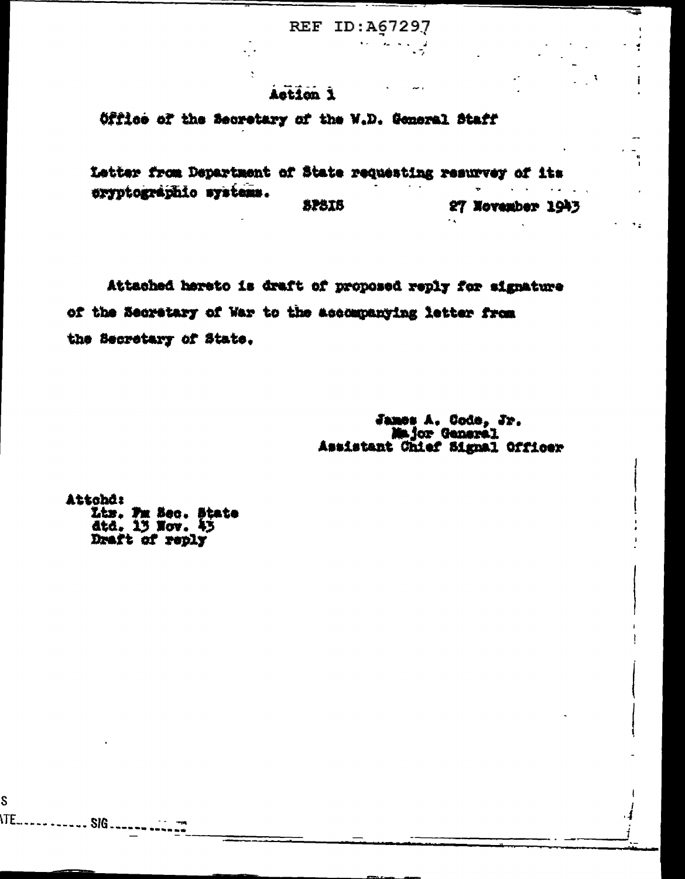REF ID:A67297

Action 1

Office of the Secretary of the W.D. General Staff

Letter from Department of State requesting resurvey of its cryptographic systems.

SPSIS 27 November 1943

Attached hereto is draft of proposed reply for signature of the Secretary of War to the accompanying letter from the Secretary of State.

James A. Code, Jr.
Major General
Assistant Chief Signal Officer

Attchd:
Ltr. Fm Sec. State
dtd. 13 Nov. 43
Draft of reply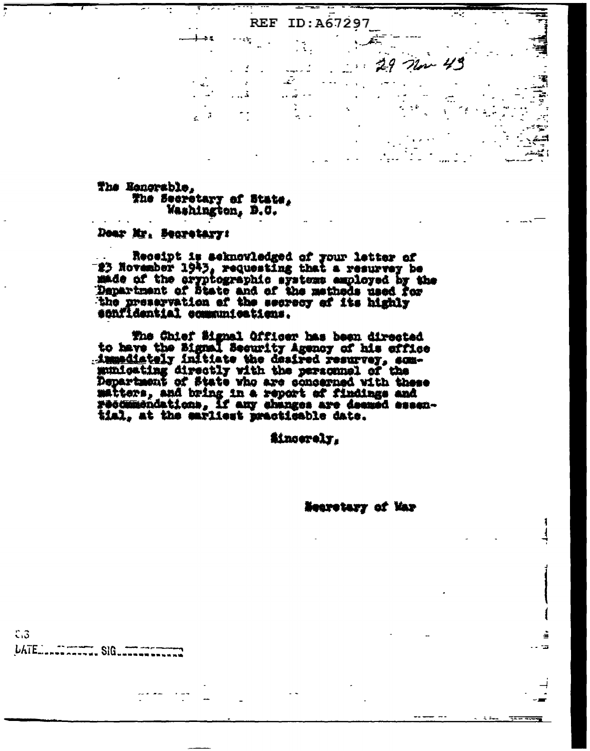29 Nov 43

The Honorable,
The Secretary of State,
Washington, D.C.

Dear Mr. Secretary:

Receipt is acknowledged of your letter of 23 November 1943, requesting that a resurvey be made of the cryptographic systems employed by the Department of State and of the methods used for the preservation of the secrecy of its highly confidential communications.

The Chief Signal Officer has been directed to have the Signal Security Agency of his office immediately initiate the desired resurvey, communicating directly with the personnel of the Department of State who are concerned with these matters, and bring in a report of findings and recommendations, if any changes are deemed essential, at the earliest practicable date.

Sincerely,

Secretary of War

DATE............ SIG............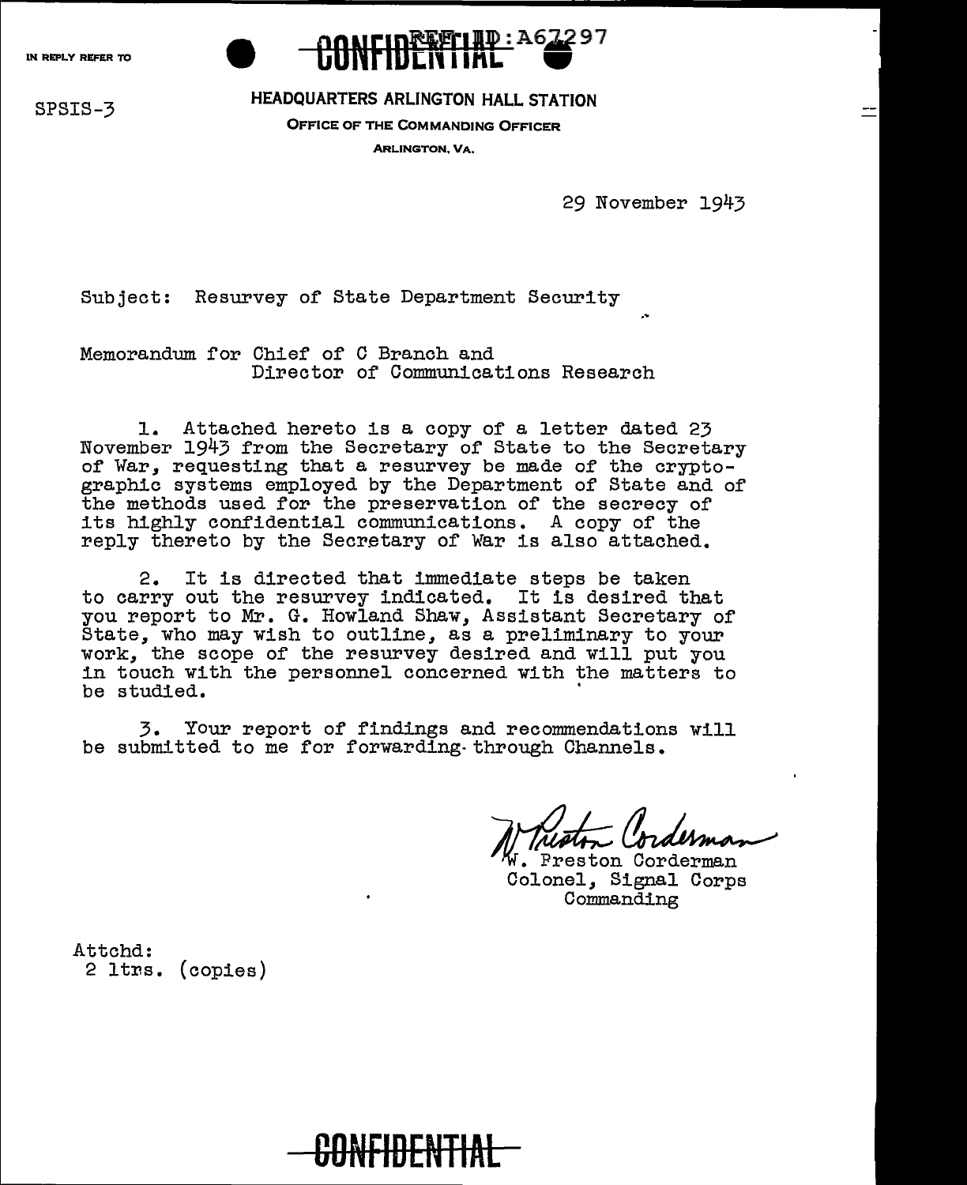IN REPLY REFER TO

CONFIDENTIAL REF ID:A67297

SPSIS-3

HEADQUARTERS ARLINGTON HALL STATION

OFFICE OF THE COMMANDING OFFICER

ARLINGTON, VA.

29 November 1943

Subject: Resurvey of State Department Security

Memorandum for Chief of C Branch and
Director of Communications Research

1. Attached hereto is a copy of a letter dated 23 November 1943 from the Secretary of State to the Secretary of War, requesting that a resurvey be made of the cryptographic systems employed by the Department of State and of the methods used for the preservation of the secrecy of its highly confidential communications. A copy of the reply thereto by the Secretary of War is also attached.

2. It is directed that immediate steps be taken to carry out the resurvey indicated. It is desired that you report to Mr. G. Howland Shaw, Assistant Secretary of State, who may wish to outline, as a preliminary to your work, the scope of the resurvey desired and will put you in touch with the personnel concerned with the matters to be studied.

3. Your report of findings and recommendations will be submitted to me for forwarding through Channels.

W. Preston Corderman
W. Preston Corderman
Colonel, Signal Corps
Commanding

Attchd:
2 ltrs. (copies)

CONFIDENTIAL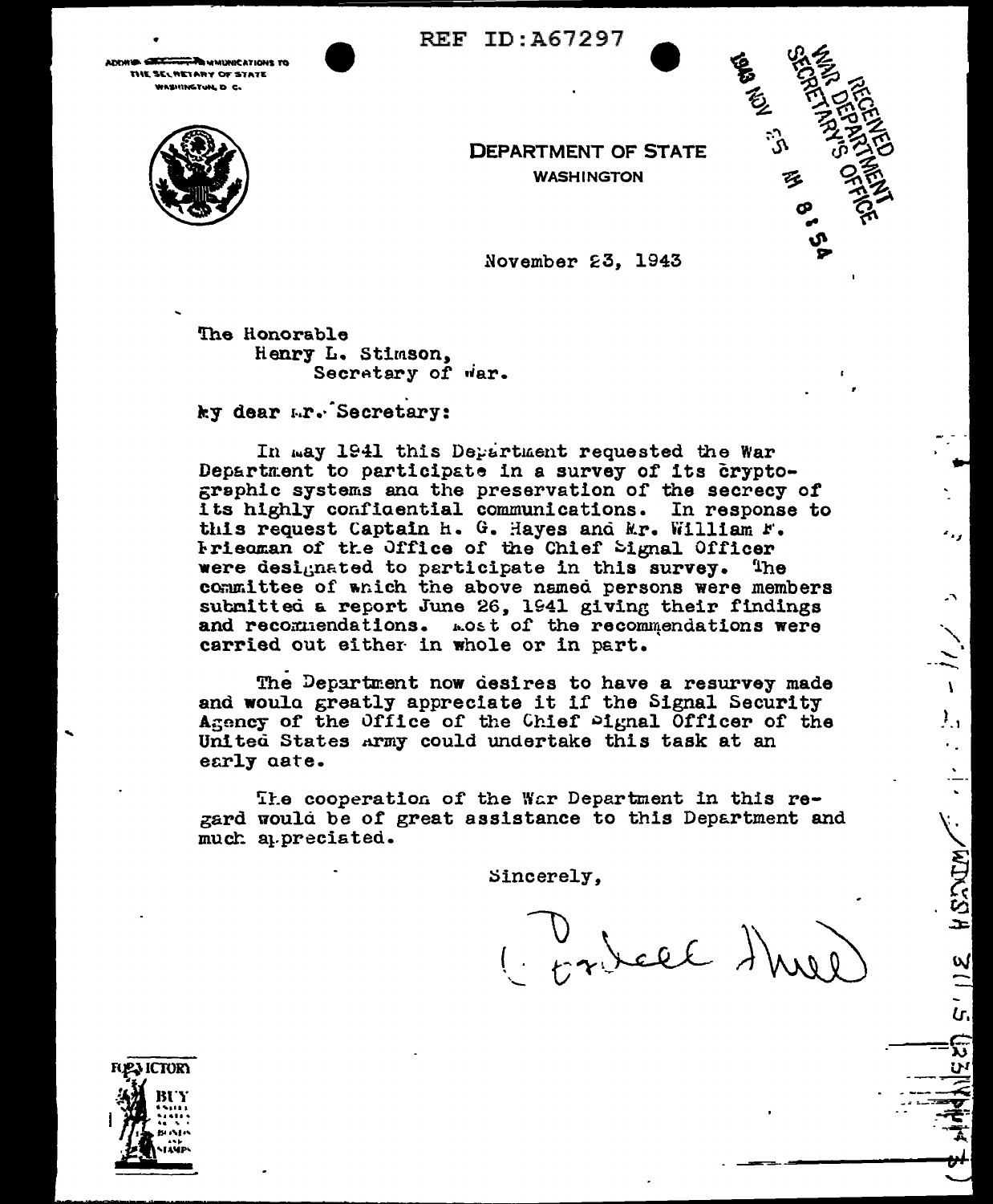REF ID:A67297

ADDRESS COMMUNICATIONS TO
THE SECRETARY OF STATE
WASHINGTON, D. C.

**DEPARTMENT OF STATE**
**WASHINGTON**

RECEIVED
WAR DEPARTMENT
SECRETARY'S OFFICE
1943 NOV 25 AM 8 54

November 23, 1943

The Honorable
Henry L. Stimson,
Secretary of War.

My dear Mr. Secretary:

In May 1941 this Department requested the War Department to participate in a survey of its cryptographic systems and the preservation of the secrecy of its highly confidential communications. In response to this request Captain H. G. Hayes and Mr. William F. Friedman of the Office of the Chief Signal Officer were designated to participate in this survey. The committee of which the above named persons were members submitted a report June 26, 1941 giving their findings and recommendations. Most of the recommendations were carried out either in whole or in part.

The Department now desires to have a resurvey made and would greatly appreciate it if the Signal Security Agency of the Office of the Chief Signal Officer of the United States Army could undertake this task at an early date.

The cooperation of the War Department in this regard would be of great assistance to this Department and much appreciated.

Sincerely,

Cordell Hull

FOR VICTORY BUY UNITED STATES WAR BONDS AND STAMPS

WDCSA 311.5 (23 Nov 43)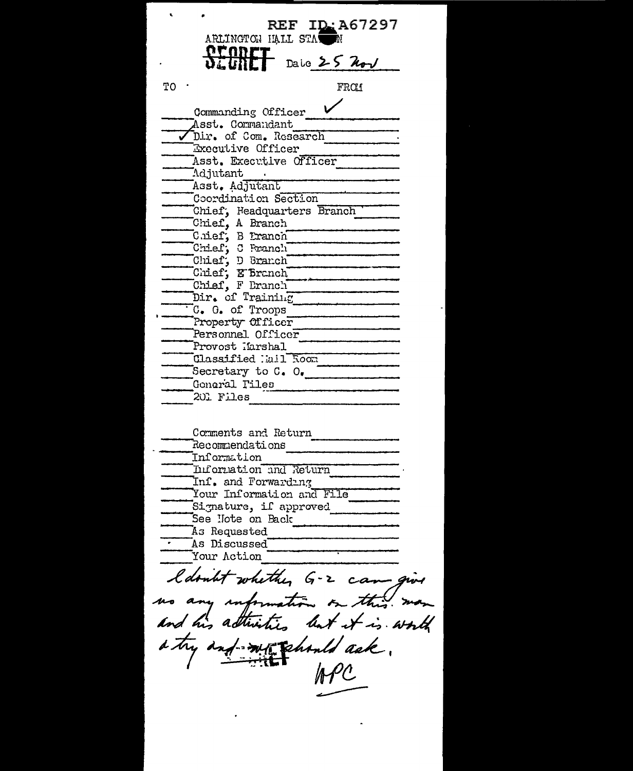REF ID:A67297

ARLINGTON HALL STATION

**SECRET**

Date 25 Nov

| TO | | FROM |
|---|---|---|
| | Commanding Officer | ✓ |
| | Asst. Commandant | |
| ✓ | Dir. of Com. Research | |
| | Executive Officer | |
| | Asst. Executive Officer | |
| | Adjutant | |
| | Asst. Adjutant | |
| | Coordination Section | |
| | Chief, Headquarters Branch | |
| | Chief, A Branch | |
| | Chief, B Branch | |
| | Chief, C Branch | |
| | Chief, D Branch | |
| | Chief, E Branch | |
| | Chief, F Branch | |
| | Dir. of Training | |
| | C. O. of Troops | |
| | Property Officer | |
| | Personnel Officer | |
| | Provost Marshal | |
| | Classified Mail Room | |
| | Secretary to C. O. | |
| | General Files | |
| | 201 Files | |

| | |
|---|---|
| | Comments and Return |
| | Recommendations |
| | Information |
| | Information and Return |
| | Inf. and Forwarding |
| | Your Information and File |
| | Signature, if approved |
| | See Note on Back |
| | As Requested |
| | As Discussed |
| | Your Action |

I doubt whether G-2 can give us any information on this man and his activities but it is worth a try and we should ask.

WPC

SECRET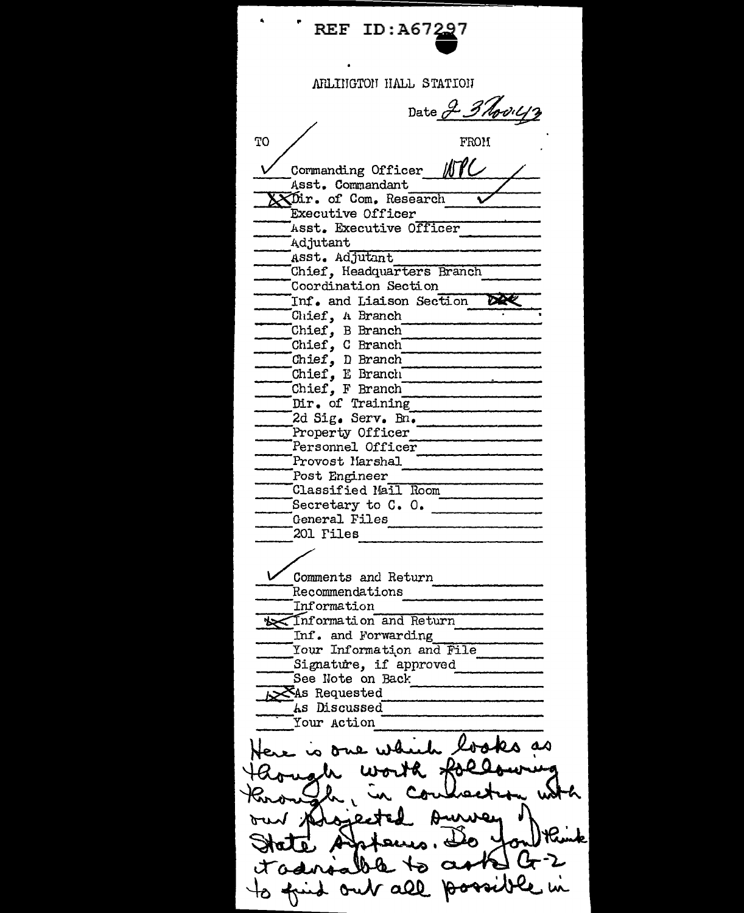REF ID:A67297

ARLINGTON HALL STATION

Date 2 3 Nov 42

| TO | | FROM |
|---|---|---|
| ✓ | Commanding Officer | WPC ✓ |
| | Asst. Commandant | |
| XX | Dir. of Com. Research | ✓ |
| | Executive Officer | |
| | Asst. Executive Officer | |
| | Adjutant | |
| | Asst. Adjutant | |
| | Chief, Headquarters Branch | |
| | Coordination Section | |
| | Inf. and Liaison Section | DAK |
| | Chief, A Branch | |
| | Chief, B Branch | |
| | Chief, C Branch | |
| | Chief, D Branch | |
| | Chief, E Branch | |
| | Chief, F Branch | |
| | Dir. of Training | |
| | 2d Sig. Serv. Bn. | |
| | Property Officer | |
| | Personnel Officer | |
| | Provost Marshal | |
| | Post Engineer | |
| | Classified Mail Room | |
| | Secretary to C. O. | |
| | General Files | |
| | 201 Files | |

| | |
|---|---|
| ✓ | Comments and Return |
| | Recommendations |
| | Information |
| XX | Information and Return |
| | Inf. and Forwarding |
| | Your Information and File |
| | Signature, if approved |
| | See Note on Back |
| XX | As Requested |
| | As Discussed |
| | Your Action |

Here is one which looks as though worth following through, in connection with our projected survey of State Systems. Do you think it advisable to ask G-2 to find out all possible in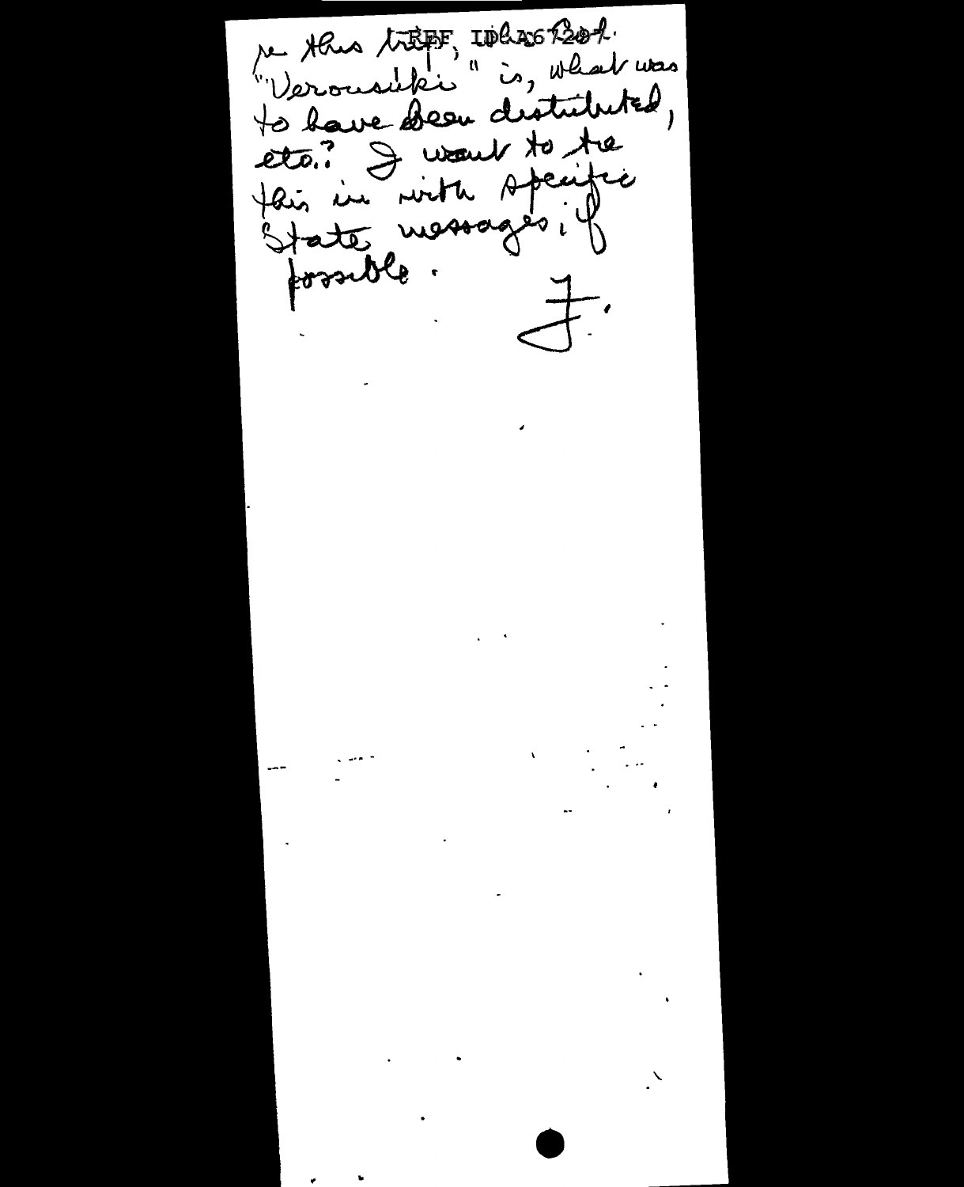re this traf, REF: IDCA 6 7207.

"Verousikki" is, what was to have been distributed, etc.? I want to tie this in with specific State messages, if possible.

J.